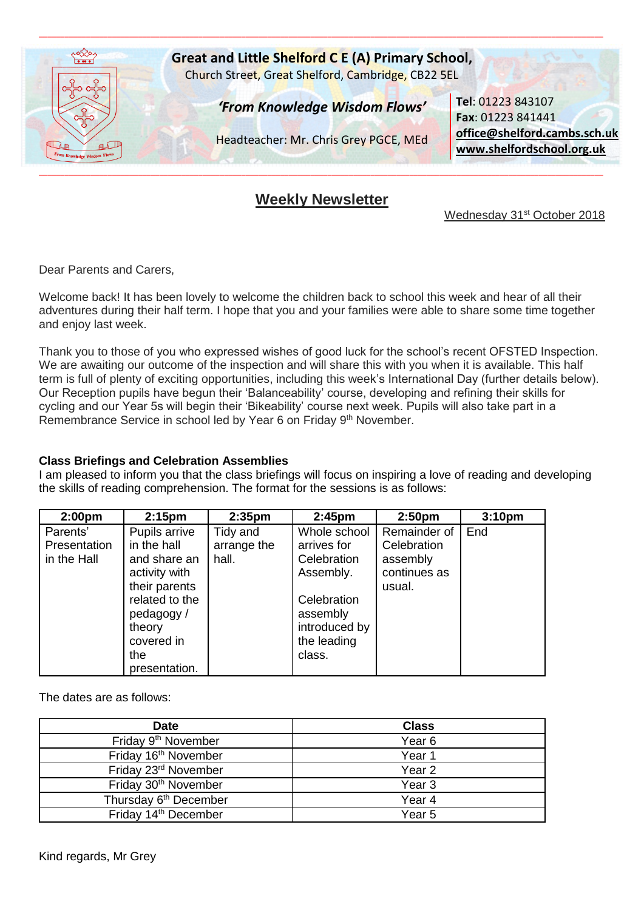**Great and Little Shelford C E (A) Primary School,**
Church Street, Great Shelford, Cambridge, CB22 5EL

***'From Knowledge Wisdom Flows'***

Headteacher: Mr. Chris Grey PGCE, MEd

**Tel**: 01223 843107
**Fax**: 01223 841441
**office@shelford.cambs.sch.uk**
**www.shelfordschool.org.uk**

# Weekly Newsletter

Wednesday 31st October 2018

Dear Parents and Carers,

Welcome back! It has been lovely to welcome the children back to school this week and hear of all their adventures during their half term. I hope that you and your families were able to share some time together and enjoy last week.

Thank you to those of you who expressed wishes of good luck for the school's recent OFSTED Inspection. We are awaiting our outcome of the inspection and will share this with you when it is available. This half term is full of plenty of exciting opportunities, including this week's International Day (further details below). Our Reception pupils have begun their 'Balanceability' course, developing and refining their skills for cycling and our Year 5s will begin their 'Bikeability' course next week. Pupils will also take part in a Remembrance Service in school led by Year 6 on Friday 9th November.

**Class Briefings and Celebration Assemblies**

I am pleased to inform you that the class briefings will focus on inspiring a love of reading and developing the skills of reading comprehension. The format for the sessions is as follows:

| 2:00pm | 2:15pm | 2:35pm | 2:45pm | 2:50pm | 3:10pm |
|---|---|---|---|---|---|
| Parents' Presentation in the Hall | Pupils arrive in the hall and share an activity with their parents related to the pedagogy / theory covered in the presentation. | Tidy and arrange the hall. | Whole school arrives for Celebration Assembly. Celebration assembly introduced by the leading class. | Remainder of Celebration assembly continues as usual. | End |

The dates are as follows:

| Date | Class |
|---|---|
| Friday 9th November | Year 6 |
| Friday 16th November | Year 1 |
| Friday 23rd November | Year 2 |
| Friday 30th November | Year 3 |
| Thursday 6th December | Year 4 |
| Friday 14th December | Year 5 |

Kind regards, Mr Grey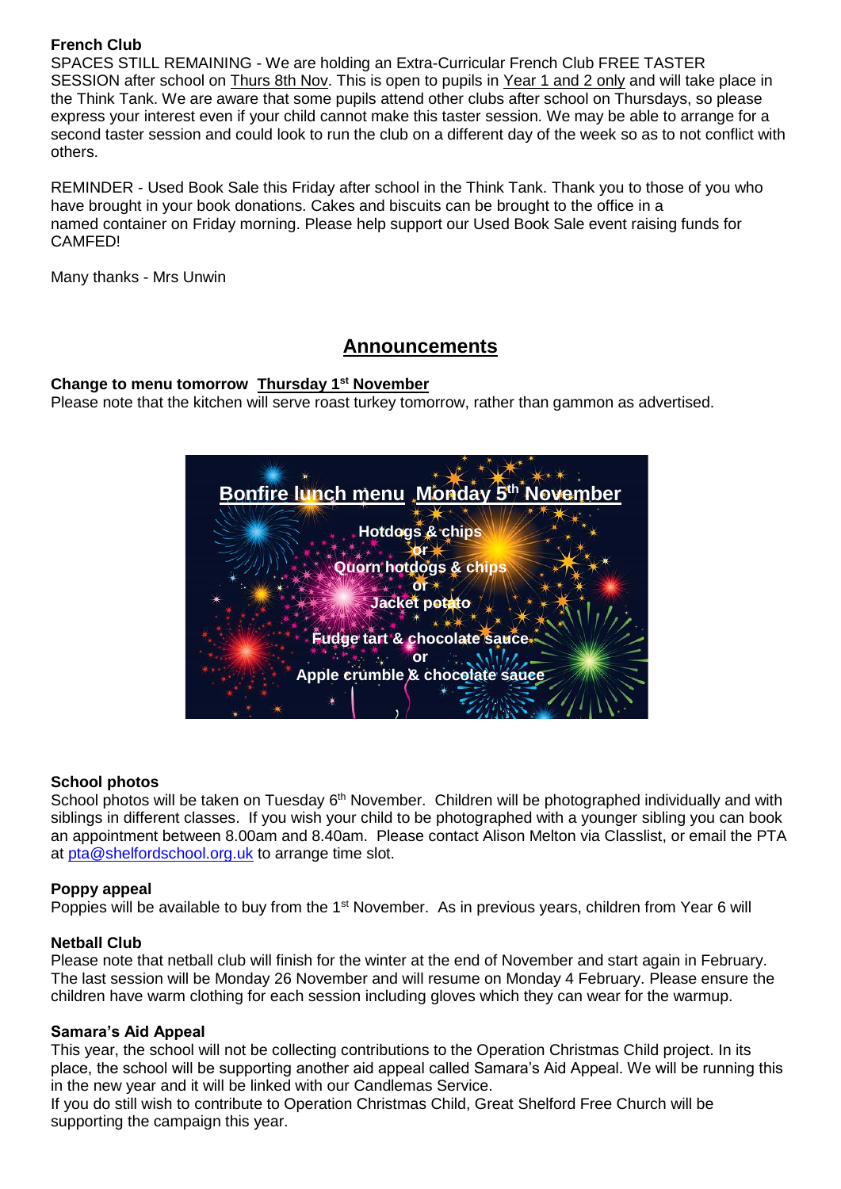**French Club**
SPACES STILL REMAINING - We are holding an Extra-Curricular French Club FREE TASTER SESSION after school on Thurs 8th Nov. This is open to pupils in Year 1 and 2 only and will take place in the Think Tank. We are aware that some pupils attend other clubs after school on Thursdays, so please express your interest even if your child cannot make this taster session. We may be able to arrange for a second taster session and could look to run the club on a different day of the week so as to not conflict with others.

REMINDER - Used Book Sale this Friday after school in the Think Tank. Thank you to those of you who have brought in your book donations. Cakes and biscuits can be brought to the office in a named container on Friday morning. Please help support our Used Book Sale event raising funds for CAMFED!

Many thanks - Mrs Unwin

## Announcements

**Change to menu tomorrow Thursday 1st November**
Please note that the kitchen will serve roast turkey tomorrow, rather than gammon as advertised.

**Bonfire lunch menu Monday 5th November**

Hotdogs & chips
or
Quorn hotdogs & chips
or
Jacket potato

Fudge tart & chocolate sauce
or
Apple crumble & chocolate sauce

**School photos**
School photos will be taken on Tuesday 6th November. Children will be photographed individually and with siblings in different classes. If you wish your child to be photographed with a younger sibling you can book an appointment between 8.00am and 8.40am. Please contact Alison Melton via Classlist, or email the PTA at pta@shelfordschool.org.uk to arrange time slot.

**Poppy appeal**
Poppies will be available to buy from the 1st November. As in previous years, children from Year 6 will

**Netball Club**
Please note that netball club will finish for the winter at the end of November and start again in February. The last session will be Monday 26 November and will resume on Monday 4 February. Please ensure the children have warm clothing for each session including gloves which they can wear for the warmup.

**Samara's Aid Appeal**
This year, the school will not be collecting contributions to the Operation Christmas Child project. In its place, the school will be supporting another aid appeal called Samara's Aid Appeal. We will be running this in the new year and it will be linked with our Candlemas Service.
If you do still wish to contribute to Operation Christmas Child, Great Shelford Free Church will be supporting the campaign this year.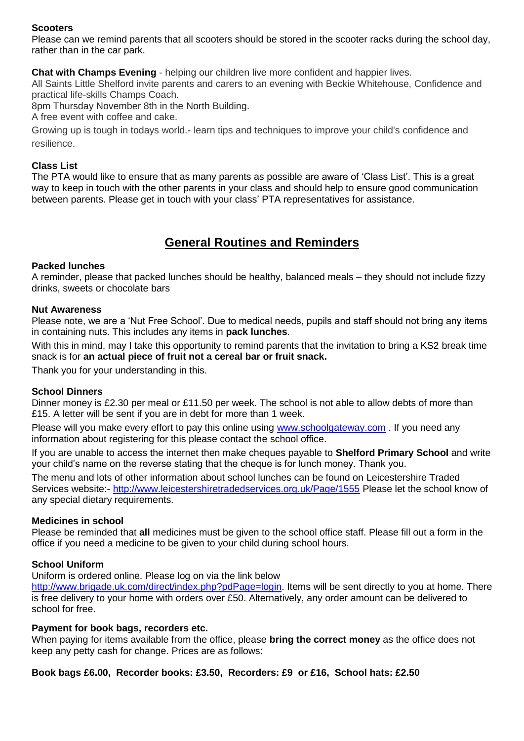**Scooters**

Please can we remind parents that all scooters should be stored in the scooter racks during the school day, rather than in the car park.

**Chat with Champs Evening** - helping our children live more confident and happier lives.

All Saints Little Shelford invite parents and carers to an evening with Beckie Whitehouse, Confidence and practical life-skills Champs Coach.

8pm Thursday November 8th in the North Building.

A free event with coffee and cake.

Growing up is tough in todays world.- learn tips and techniques to improve your child's confidence and resilience.

**Class List**

The PTA would like to ensure that as many parents as possible are aware of 'Class List'. This is a great way to keep in touch with the other parents in your class and should help to ensure good communication between parents. Please get in touch with your class' PTA representatives for assistance.

## General Routines and Reminders

**Packed lunches**

A reminder, please that packed lunches should be healthy, balanced meals – they should not include fizzy drinks, sweets or chocolate bars

**Nut Awareness**

Please note, we are a 'Nut Free School'. Due to medical needs, pupils and staff should not bring any items in containing nuts. This includes any items in **pack lunches**.

With this in mind, may I take this opportunity to remind parents that the invitation to bring a KS2 break time snack is for **an actual piece of fruit not a cereal bar or fruit snack.**

Thank you for your understanding in this.

**School Dinners**

Dinner money is £2.30 per meal or £11.50 per week. The school is not able to allow debts of more than £15. A letter will be sent if you are in debt for more than 1 week.

Please will you make every effort to pay this online using www.schoolgateway.com . If you need any information about registering for this please contact the school office.

If you are unable to access the internet then make cheques payable to **Shelford Primary School** and write your child's name on the reverse stating that the cheque is for lunch money. Thank you.

The menu and lots of other information about school lunches can be found on Leicestershire Traded Services website:- http://www.leicestershiretradedservices.org.uk/Page/1555 Please let the school know of any special dietary requirements.

**Medicines in school**

Please be reminded that **all** medicines must be given to the school office staff. Please fill out a form in the office if you need a medicine to be given to your child during school hours.

**School Uniform**

Uniform is ordered online. Please log on via the link below http://www.brigade.uk.com/direct/index.php?pdPage=login. Items will be sent directly to you at home. There is free delivery to your home with orders over £50. Alternatively, any order amount can be delivered to school for free.

**Payment for book bags, recorders etc.**

When paying for items available from the office, please **bring the correct money** as the office does not keep any petty cash for change. Prices are as follows:

**Book bags £6.00, Recorder books: £3.50, Recorders: £9 or £16, School hats: £2.50**